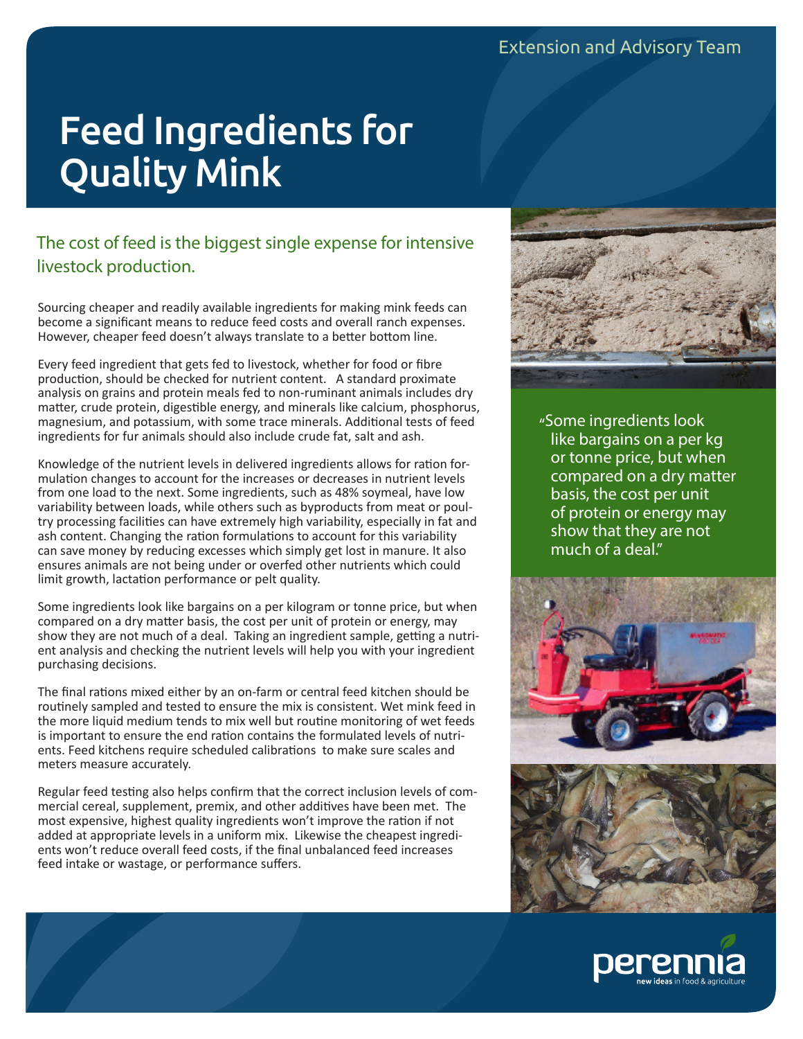Extension and Advisory Team

# Feed Ingredients for Quality Mink

## The cost of feed is the biggest single expense for intensive livestock production.

Sourcing cheaper and readily available ingredients for making mink feeds can become a significant means to reduce feed costs and overall ranch expenses. However, cheaper feed doesn't always translate to a better bottom line.

Every feed ingredient that gets fed to livestock, whether for food or fibre production, should be checked for nutrient content. A standard proximate analysis on grains and protein meals fed to non-ruminant animals includes dry matter, crude protein, digestible energy, and minerals like calcium, phosphorus, magnesium, and potassium, with some trace minerals. Additional tests of feed ingredients for fur animals should also include crude fat, salt and ash.

Knowledge of the nutrient levels in delivered ingredients allows for ration formulation changes to account for the increases or decreases in nutrient levels from one load to the next. Some ingredients, such as 48% soymeal, have low variability between loads, while others such as byproducts from meat or poultry processing facilities can have extremely high variability, especially in fat and ash content. Changing the ration formulations to account for this variability can save money by reducing excesses which simply get lost in manure. It also ensures animals are not being under or overfed other nutrients which could limit growth, lactation performance or pelt quality.

Some ingredients look like bargains on a per kilogram or tonne price, but when compared on a dry matter basis, the cost per unit of protein or energy, may show they are not much of a deal. Taking an ingredient sample, getting a nutrient analysis and checking the nutrient levels will help you with your ingredient purchasing decisions.

The final rations mixed either by an on-farm or central feed kitchen should be routinely sampled and tested to ensure the mix is consistent. Wet mink feed in the more liquid medium tends to mix well but routine monitoring of wet feeds is important to ensure the end ration contains the formulated levels of nutrients. Feed kitchens require scheduled calibrations to make sure scales and meters measure accurately.

Regular feed testing also helps confirm that the correct inclusion levels of commercial cereal, supplement, premix, and other additives have been met. The most expensive, highest quality ingredients won't improve the ration if not added at appropriate levels in a uniform mix. Likewise the cheapest ingredients won't reduce overall feed costs, if the final unbalanced feed increases feed intake or wastage, or performance suffers.

"Some ingredients look like bargains on a per kg or tonne price, but when compared on a dry matter basis, the cost per unit of protein or energy may show that they are not much of a deal."

perennia
new ideas in food & agriculture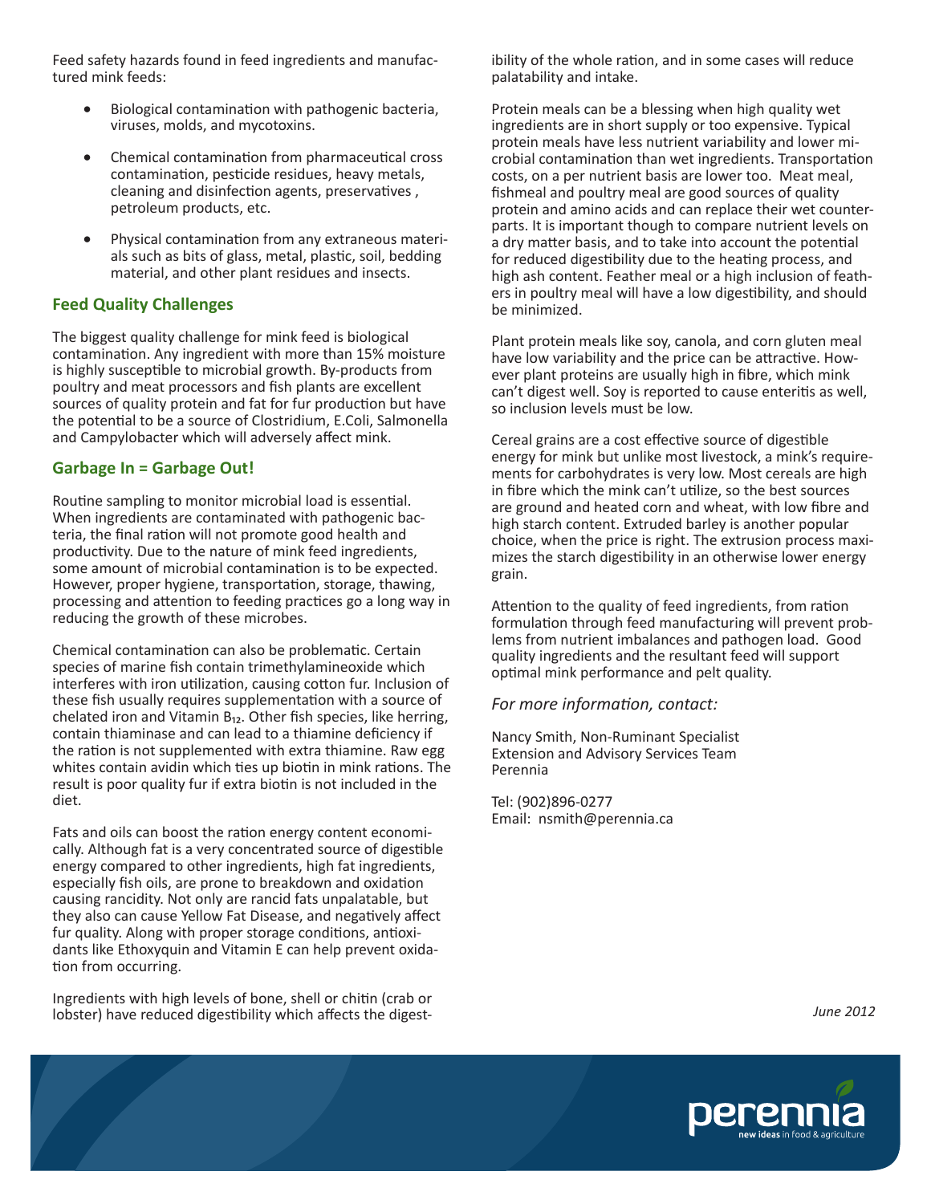Feed safety hazards found in feed ingredients and manufactured mink feeds:

- Biological contamination with pathogenic bacteria, viruses, molds, and mycotoxins.
- Chemical contamination from pharmaceutical cross contamination, pesticide residues, heavy metals, cleaning and disinfection agents, preservatives , petroleum products, etc.
- Physical contamination from any extraneous materials such as bits of glass, metal, plastic, soil, bedding material, and other plant residues and insects.

## Feed Quality Challenges

The biggest quality challenge for mink feed is biological contamination. Any ingredient with more than 15% moisture is highly susceptible to microbial growth. By-products from poultry and meat processors and fish plants are excellent sources of quality protein and fat for fur production but have the potential to be a source of Clostridium, E.Coli, Salmonella and Campylobacter which will adversely affect mink.

## Garbage In = Garbage Out!

Routine sampling to monitor microbial load is essential. When ingredients are contaminated with pathogenic bacteria, the final ration will not promote good health and productivity. Due to the nature of mink feed ingredients, some amount of microbial contamination is to be expected. However, proper hygiene, transportation, storage, thawing, processing and attention to feeding practices go a long way in reducing the growth of these microbes.

Chemical contamination can also be problematic. Certain species of marine fish contain trimethylamineoxide which interferes with iron utilization, causing cotton fur. Inclusion of these fish usually requires supplementation with a source of chelated iron and Vitamin $B_{12}$. Other fish species, like herring, contain thiaminase and can lead to a thiamine deficiency if the ration is not supplemented with extra thiamine. Raw egg whites contain avidin which ties up biotin in mink rations. The result is poor quality fur if extra biotin is not included in the diet.

Fats and oils can boost the ration energy content economically. Although fat is a very concentrated source of digestible energy compared to other ingredients, high fat ingredients, especially fish oils, are prone to breakdown and oxidation causing rancidity. Not only are rancid fats unpalatable, but they also can cause Yellow Fat Disease, and negatively affect fur quality. Along with proper storage conditions, antioxidants like Ethoxyquin and Vitamin E can help prevent oxidation from occurring.

Ingredients with high levels of bone, shell or chitin (crab or lobster) have reduced digestibility which affects the digestibility of the whole ration, and in some cases will reduce palatability and intake.

Protein meals can be a blessing when high quality wet ingredients are in short supply or too expensive. Typical protein meals have less nutrient variability and lower microbial contamination than wet ingredients. Transportation costs, on a per nutrient basis are lower too. Meat meal, fishmeal and poultry meal are good sources of quality protein and amino acids and can replace their wet counterparts. It is important though to compare nutrient levels on a dry matter basis, and to take into account the potential for reduced digestibility due to the heating process, and high ash content. Feather meal or a high inclusion of feathers in poultry meal will have a low digestibility, and should be minimized.

Plant protein meals like soy, canola, and corn gluten meal have low variability and the price can be attractive. However plant proteins are usually high in fibre, which mink can't digest well. Soy is reported to cause enteritis as well, so inclusion levels must be low.

Cereal grains are a cost effective source of digestible energy for mink but unlike most livestock, a mink's requirements for carbohydrates is very low. Most cereals are high in fibre which the mink can't utilize, so the best sources are ground and heated corn and wheat, with low fibre and high starch content. Extruded barley is another popular choice, when the price is right. The extrusion process maximizes the starch digestibility in an otherwise lower energy grain.

Attention to the quality of feed ingredients, from ration formulation through feed manufacturing will prevent problems from nutrient imbalances and pathogen load. Good quality ingredients and the resultant feed will support optimal mink performance and pelt quality.

*For more information, contact:*

Nancy Smith, Non-Ruminant Specialist
Extension and Advisory Services Team
Perennia

Tel: (902)896-0277
Email: nsmith@perennia.ca

*June 2012*